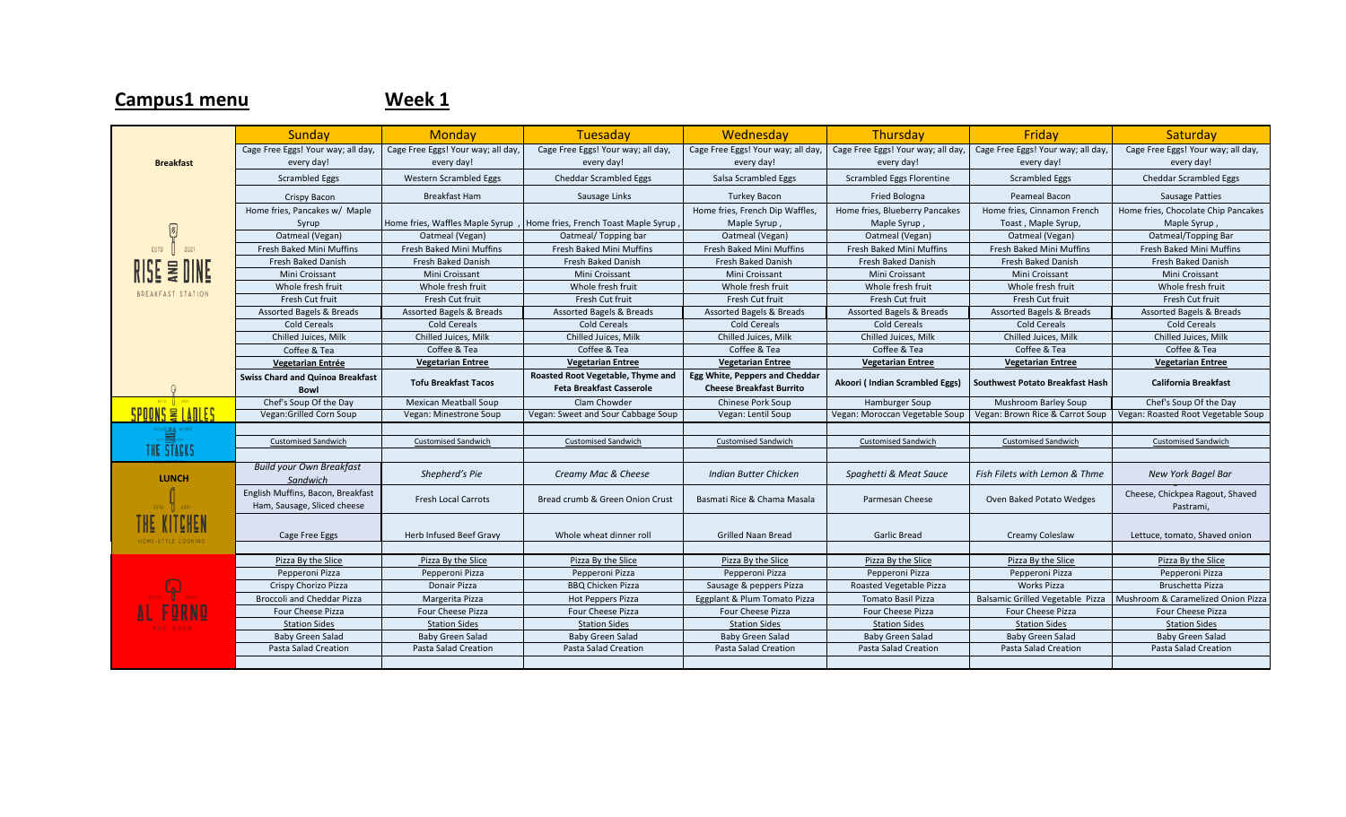**Campus1 menu** **Week 1**

| | Sunday | Monday | Tuesaday | Wednesday | Thursday | Friday | Saturday |
|---|---|---|---|---|---|---|---|
| **Breakfast** | Cage Free Eggs! Your way; all day, every day! | Cage Free Eggs! Your way; all day, every day! | Cage Free Eggs! Your way; all day, every day! | Cage Free Eggs! Your way; all day, every day! | Cage Free Eggs! Your way; all day, every day! | Cage Free Eggs! Your way; all day, every day! | Cage Free Eggs! Your way; all day, every day! |
| | Scrambled Eggs | Western Scrambled Eggs | Cheddar Scrambled Eggs | Salsa Scrambled Eggs | Scrambled Eggs Florentine | Scrambled Eggs | Cheddar Scrambled Eggs |
| | Crispy Bacon | Breakfast Ham | Sausage Links | Turkey Bacon | Fried Bologna | Peameal Bacon | Sausage Patties |
| | Home fries, Pancakes w/ Maple Syrup | Home fries, Waffles Maple Syrup , | Home fries, French Toast Maple Syrup , | Home fries, French Dip Waffles, Maple Syrup , | Home fries, Blueberry Pancakes Maple Syrup , | Home fries, Cinnamon French Toast , Maple Syrup, | Home fries, Chocolate Chip Pancakes Maple Syrup , |
| ESTD 2021 RISE AND DINE BREAKFAST STATION | Oatmeal (Vegan) | Oatmeal (Vegan) | Oatmeal/ Topping bar | Oatmeal (Vegan) | Oatmeal (Vegan) | Oatmeal (Vegan) | Oatmeal/Topping Bar |
| | Fresh Baked Mini Muffins | Fresh Baked Mini Muffins | Fresh Baked Mini Muffins | Fresh Baked Mini Muffins | Fresh Baked Mini Muffins | Fresh Baked Mini Muffins | Fresh Baked Mini Muffins |
| | Fresh Baked Danish | Fresh Baked Danish | Fresh Baked Danish | Fresh Baked Danish | Fresh Baked Danish | Fresh Baked Danish | Fresh Baked Danish |
| | Mini Croissant | Mini Croissant | Mini Croissant | Mini Croissant | Mini Croissant | Mini Croissant | Mini Croissant |
| | Whole fresh fruit | Whole fresh fruit | Whole fresh fruit | Whole fresh fruit | Whole fresh fruit | Whole fresh fruit | Whole fresh fruit |
| | Fresh Cut fruit | Fresh Cut fruit | Fresh Cut fruit | Fresh Cut fruit | Fresh Cut fruit | Fresh Cut fruit | Fresh Cut fruit |
| | Assorted Bagels & Breads | Assorted Bagels & Breads | Assorted Bagels & Breads | Assorted Bagels & Breads | Assorted Bagels & Breads | Assorted Bagels & Breads | Assorted Bagels & Breads |
| | Cold Cereals | Cold Cereals | Cold Cereals | Cold Cereals | Cold Cereals | Cold Cereals | Cold Cereals |
| | Chilled Juices, Milk | Chilled Juices, Milk | Chilled Juices, Milk | Chilled Juices, Milk | Chilled Juices, Milk | Chilled Juices, Milk | Chilled Juices, Milk |
| | Coffee & Tea | Coffee & Tea | Coffee & Tea | Coffee & Tea | Coffee & Tea | Coffee & Tea | Coffee & Tea |
| | **Vegetarian Entrée** | **Vegetarian Entree** | **Vegetarian Entree** | **Vegetarian Entree** | **Vegetarian Entree** | **Vegetarian Entree** | **Vegetarian Entree** |
| | **Swiss Chard and Quinoa Breakfast Bowl** | **Tofu Breakfast Tacos** | **Roasted Root Vegetable, Thyme and Feta Breakfast Casserole** | **Egg White, Peppers and Cheddar Cheese Breakfast Burrito** | **Akoori ( Indian Scrambled Eggs)** | **Southwest Potato Breakfast Hash** | **California Breakfast** |
| SPOONS AND LADLES | Chef's Soup Of the Day | Mexican Meatball Soup | Clam Chowder | Chinese Pork Soup | Hamburger Soup | Mushroom Barley Soup | Chef's Soup Of the Day |
| | Vegan:Grilled Corn Soup | Vegan: Minestrone Soup | Vegan: Sweet and Sour Cabbage Soup | Vegan: Lentil Soup | Vegan: Moroccan Vegetable Soup | Vegan: Brown Rice & Carrot Soup | Vegan: Roasted Root Vegetable Soup |
| THE STACKS | | | | | | | |
| | Customised Sandwich | Customised Sandwich | Customised Sandwich | Customised Sandwich | Customised Sandwich | Customised Sandwich | Customised Sandwich |
| **LUNCH** | *Build your Own Breakfast Sandwich* | *Shepherd's Pie* | *Creamy Mac & Cheese* | *Indian Butter Chicken* | *Spaghetti & Meat Sauce* | *Fish Filets with Lemon & Thme* | *New York Bagel Bar* |
| | English Muffins, Bacon, Breakfast Ham, Sausage, Sliced cheese | Fresh Local Carrots | Bread crumb & Green Onion Crust | Basmati Rice & Chama Masala | Parmesan Cheese | Oven Baked Potato Wedges | Cheese, Chickpea Ragout, Shaved Pastrami, |
| THE KITCHEN HOME-STYLE COOKING | Cage Free Eggs | Herb Infused Beef Gravy | Whole wheat dinner roll | Grilled Naan Bread | Garlic Bread | Creamy Coleslaw | Lettuce, tomato, Shaved onion |
| AL FORNO THE OVEN | Pizza By the Slice | Pizza By the Slice | Pizza By the Slice | Pizza By the Slice | Pizza By the Slice | Pizza By the Slice | Pizza By the Slice |
| | Pepperoni Pizza | Pepperoni Pizza | Pepperoni Pizza | Pepperoni Pizza | Pepperoni Pizza | Pepperoni Pizza | Pepperoni Pizza |
| | Crispy Chorizo Pizza | Donair Pizza | BBQ Chicken Pizza | Sausage & peppers Pizza | Roasted Vegetable Pizza | Works Pizza | Bruschetta Pizza |
| | Broccoli and Cheddar Pizza | Margerita Pizza | Hot Peppers Pizza | Eggplant & Plum Tomato Pizza | Tomato Basil Pizza | Balsamic Grilled Vegetable Pizza | Mushroom & Caramelized Onion Pizza |
| | Four Cheese Pizza | Four Cheese Pizza | Four Cheese Pizza | Four Cheese Pizza | Four Cheese Pizza | Four Cheese Pizza | Four Cheese Pizza |
| | Station Sides | Station Sides | Station Sides | Station Sides | Station Sides | Station Sides | Station Sides |
| | Baby Green Salad | Baby Green Salad | Baby Green Salad | Baby Green Salad | Baby Green Salad | Baby Green Salad | Baby Green Salad |
| | Pasta Salad Creation | Pasta Salad Creation | Pasta Salad Creation | Pasta Salad Creation | Pasta Salad Creation | Pasta Salad Creation | Pasta Salad Creation |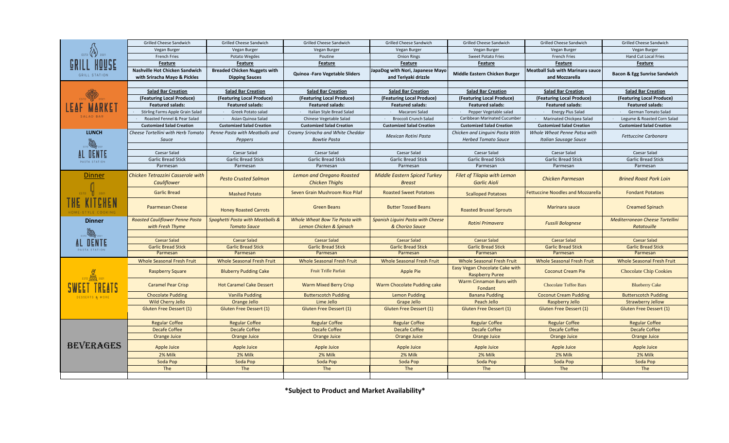| | | | | | | | |
|---|---|---|---|---|---|---|---|
| GRILL HOUSE GRILL STATION | Grilled Cheese Sandwich | Grilled Cheese Sandwich | Grilled Cheese Sandwich | Grilled Cheese Sandwich | Grilled Cheese Sandwich | Grilled Cheese Sandwich | Grilled Cheese Sandwich |
| | Vegan Burger | Vegan Burger | Vegan Burger | Vegan Burger | Vegan Burger | Vegan Burger | Vegan Burger |
| | French Fries | Potato Wegdes | Poutine | Onion Rings | Sweet Potato Fries | French Fries | Hand Cut Local Fries |
| | **Feature** | **Feature** | **Feature** | **Feature** | **Feature** | **Feature** | **Feature** |
| | **Nashville Hot Chicken Sandwich with Sriracha Mayo & Pickles** | **Breaded Chicken Nuggets with Dipping Sauces** | **Quinoa -Faro Vegetable Sliders** | **JapaDog with Nori, Japanese Mayo and Teriyaki drizzle** | **Middle Eastern Chicken Burger** | **Meatball Sub with Marinara sauce and Mozzarella** | **Bacon & Egg Sunrise Sandwich** |
| LEAF MARKET SALAD BAR | | | | | | | |
| | **Salad Bar Creation** | **Salad Bar Creation** | **Salad Bar Creation** | **Salad Bar Creation** | **Salad Bar Creation** | **Salad Bar Creation** | **Salad Bar Creation** |
| | **(Featuring Local Produce)** | **(Featuring Local Produce)** | **(Featuring Local Produce)** | **(Featuring Local Produce)** | **(Featuring Local Produce)** | **(Featuring Local Produce)** | **(Featuring Local Produce)** |
| | **Featured salads:** | **Featured salads:** | **Featured salads:** | **Featured salads:** | **Featured salads:** | **Featured salads:** | **Featured salads:** |
| | Stirling Farms Apple Grain Salad | Greek Potato salad | Italian Style Bread Salad | Macaroni Salad | Pepper Vegetable salad | Energy Plus Salad | German Tomato Salad |
| | Roasted Fennel & Pear Salad | Asian Quinoa Salad | Chinese Vegetable Salad | Broccoli Crunch Salad | Caribbean Marinated Cucumber | Marinated Chickpea Salad | Legume & Roasted Corn Salad |
| | **Customized Salad Creation** | **Customized Salad Creation** | **Customized Salad Creation** | **Customized Salad Creation** | **Customized Salad Creation** | **Customized Salad Creation** | **Customized Salad Creation** |
| **LUNCH** AL DENTE PASTA STATION | *Cheese Tortellini with Herb Tomato Sauce* | *Penne Pasta with Meatballs and Peppers* | *Creamy Sriracha and White Cheddar Bowtie Pasta* | *Mexican Rotini Pasta* | *Chicken and Linguini Pasta With Herbed Tomato Sauce* | *Whole Wheat Penne Patsa with Italian Sausage Sauce* | *Fettuccine Carbonara* |
| | | | | | | | |
| | Caesar Salad | Caesar Salad | Caesar Salad | Caesar Salad | Caesar Salad | Caesar Salad | Caesar Salad |
| | Garlic Bread Stick | Garlic Bread Stick | Garlic Bread Stick | Garlic Bread Stick | Garlic Bread Stick | Garlic Bread Stick | Garlic Bread Stick |
| | Parmesan | Parmesan | Parmesan | Parmesan | Parmesan | Parmesan | Parmesan |
| Dinner THE KITCHEN HOME-STYLE COOKING | *Chicken Tetrazzini Casserole with Cauliflower* | *Pesto Crusted Salmon* | *Lemon and Oregano Roasted Chicken Thighs* | *Middle Eastern Spiced Turkey Breast* | *Filet of Tilapia with Lemon Garlic Aioli* | *Chicken Parmesan* | *Brined Roast Pork Loin* |
| | Garlic Bread | Mashed Potato | Seven Grain Mushroom Rice Pilaf | Roasted Sweet Potatoes | Scalloped Potatoes | Fettuccine Noodles and Mozzarella | Fondant Potatoes |
| | Paarmesan Cheese | Honey Roasted Carrots | Green Beans | Butter Tossed Beans | Roasted Brussel Sprouts | Marinara sauce | Creamed Spinach |
| **Dinner** AL DENTE PASTA STATION | *Roasted Cauliflower Penne Pasta with Fresh Thyme* | *Spaghetti Pasta with Meatballs & Tomato Sauce* | *Whole Wheat Bow Tie Pasta with Lemon Chicken & Spinach* | *Spanish Liguini Pasta with Cheese & Chorizo Sauce* | *Rotini Primavera* | *Fussili Bolognese* | *Mediterranean Cheese Tortellini Ratatouille* |
| | | | | | | | |
| | Caesar Salad | Caesar Salad | Caesar Salad | Caesar Salad | Caesar Salad | Caesar Salad | Caesar Salad |
| | Garlic Bread Stick | Garlic Bread Stick | Garlic Bread Stick | Garlic Bread Stick | Garlic Bread Stick | Garlic Bread Stick | Garlic Bread Stick |
| | Parmesan | Parmesan | Parmesan | Parmesan | Parmesan | Parmesan | Parmesan |
| SWEET TREATS DESSERTS & MORE | Whole Seasonal Fresh Fruit | Whole Seasonal Fresh Fruit | Whole Seasonal Fresh Fruit | Whole Seasonal Fresh Fruit | Whole Seasonal Fresh Fruit | Whole Seasonal Fresh Fruit | Whole Seasonal Fresh Fruit |
| | Raspberry Square | Bluberry Pudding Cake | Fruit Trifle Parfait | Apple Pie | Easy Vegan Chocolate Cake with Raspberry Puree | Coconut Cream Pie | Chocolate Chip Cookies |
| | Caramel Pear Crisp | Hot Caramel Cake Dessert | Warm Mixed Berry Crisp | Warm Chocolate Pudding cake | Warm Cinnamon Buns with Fondant | Chocolate Toffee Bars | Blueberry Cake |
| | Chocolate Pudding | Vanilla Pudding | Butterscotch Pudding | Lemon Pudding | Banana Pudding | Coconut Cream Pudding | Butterscotch Pudding |
| | Wild Cherry Jello | Orange Jello | Lime Jello | Grape Jello | Peach Jello | Raspberry Jello | Strawberry Jellow |
| | Gluten Free Dessert (1) | Gluten Free Dessert (1) | Gluten Free Dessert (1) | Gluten Free Dessert (1) | Gluten Free Dessert (1) | Gluten Free Dessert (1) | Gluten Free Dessert (1) |
| BEVERAGES | Regular Coffee | Regular Coffee | Regular Coffee | Regular Coffee | Regular Coffee | Regular Coffee | Regular Coffee |
| | Decafe Coffee | Decafe Coffee | Decafe Coffee | Decafe Coffee | Decafe Coffee | Decafe Coffee | Decafe Coffee |
| | Orange Juice | Orange Juice | Orange Juice | Orange Juice | Orange Juice | Orange Juice | Orange Juice |
| | Apple Juice | Apple Juice | Apple Juice | Apple Juice | Apple Juice | Apple Juice | Apple Juice |
| | 2% Milk | 2% Milk | 2% Milk | 2% Milk | 2% Milk | 2% Milk | 2% Milk |
| | Soda Pop | Soda Pop | Soda Pop | Soda Pop | Soda Pop | Soda Pop | Soda Pop |
| | The | The | The | The | The | The | The |

**\*Subject to Product and Market Availability\***